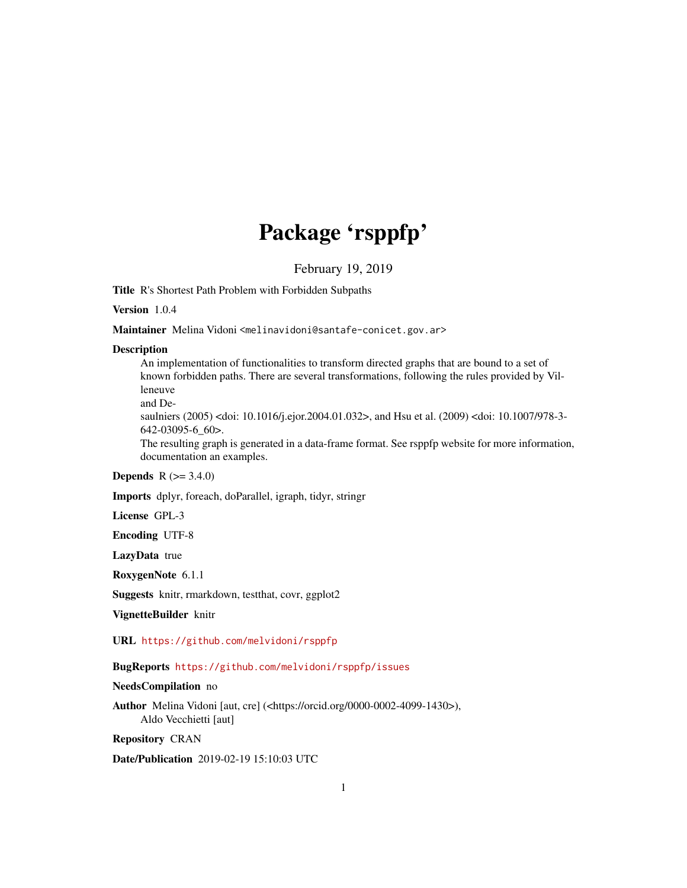# Package 'rsppfp'

February 19, 2019

**Title** R's Shortest Path Problem with Forbidden Subpaths

**Version** 1.0.4

**Maintainer** Melina Vidoni <melinavidoni@santafe-conicet.gov.ar>

**Description**
An implementation of functionalities to transform directed graphs that are bound to a set of known forbidden paths. There are several transformations, following the rules provided by Villeneuve and Desaulniers (2005) <doi: 10.1016/j.ejor.2004.01.032>, and Hsu et al. (2009) <doi: 10.1007/978-3-642-03095-6_60>.
The resulting graph is generated in a data-frame format. See rsppfp website for more information, documentation an examples.

**Depends** R (>= 3.4.0)

**Imports** dplyr, foreach, doParallel, igraph, tidyr, stringr

**License** GPL-3

**Encoding** UTF-8

**LazyData** true

**RoxygenNote** 6.1.1

**Suggests** knitr, rmarkdown, testthat, covr, ggplot2

**VignetteBuilder** knitr

**URL** https://github.com/melvidoni/rsppfp

**BugReports** https://github.com/melvidoni/rsppfp/issues

**NeedsCompilation** no

**Author** Melina Vidoni [aut, cre] (<https://orcid.org/0000-0002-4099-1430>),
Aldo Vecchietti [aut]

**Repository** CRAN

**Date/Publication** 2019-02-19 15:10:03 UTC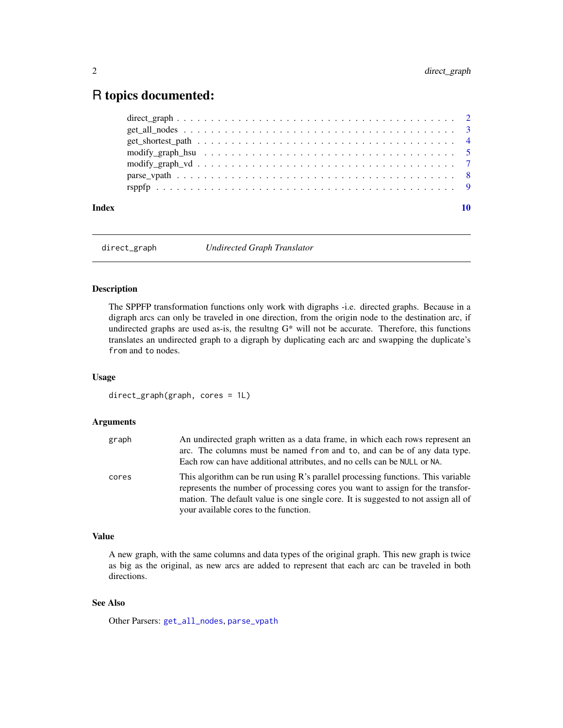# R topics documented:

direct_graph . . . . . . . . . . . . . . . . . . . . . . . . . . . . . . . . . . . . . . . . 2
get_all_nodes . . . . . . . . . . . . . . . . . . . . . . . . . . . . . . . . . . . . . . . . 3
get_shortest_path . . . . . . . . . . . . . . . . . . . . . . . . . . . . . . . . . . . . . . 4
modify_graph_hsu . . . . . . . . . . . . . . . . . . . . . . . . . . . . . . . . . . . . . . 5
modify_graph_vd . . . . . . . . . . . . . . . . . . . . . . . . . . . . . . . . . . . . . . . 7
parse_vpath . . . . . . . . . . . . . . . . . . . . . . . . . . . . . . . . . . . . . . . . . 8
rsppfp . . . . . . . . . . . . . . . . . . . . . . . . . . . . . . . . . . . . . . . . . . . . 9

**Index** 10

---

`direct_graph` *Undirected Graph Translator*

---

### Description

The SPPFP transformation functions only work with digraphs -i.e. directed graphs. Because in a digraph arcs can only be traveled in one direction, from the origin node to the destination arc, if undirected graphs are used as-is, the resultng G* will not be accurate. Therefore, this functions translates an undirected graph to a digraph by duplicating each arc and swapping the duplicate's `from` and `to` nodes.

### Usage

```
direct_graph(graph, cores = 1L)
```

### Arguments

| | |
|---|---|
| `graph` | An undirected graph written as a data frame, in which each rows represent an arc. The columns must be named `from` and `to`, and can be of any data type. Each row can have additional attributes, and no cells can be `NULL` or `NA`. |
| `cores` | This algorithm can be run using R's parallel processing functions. This variable represents the number of processing cores you want to assign for the transformation. The default value is one single core. It is suggested to not assign all of your available cores to the function. |

### Value

A new graph, with the same columns and data types of the original graph. This new graph is twice as big as the original, as new arcs are added to represent that each arc can be traveled in both directions.

### See Also

Other Parsers: `get_all_nodes`, `parse_vpath`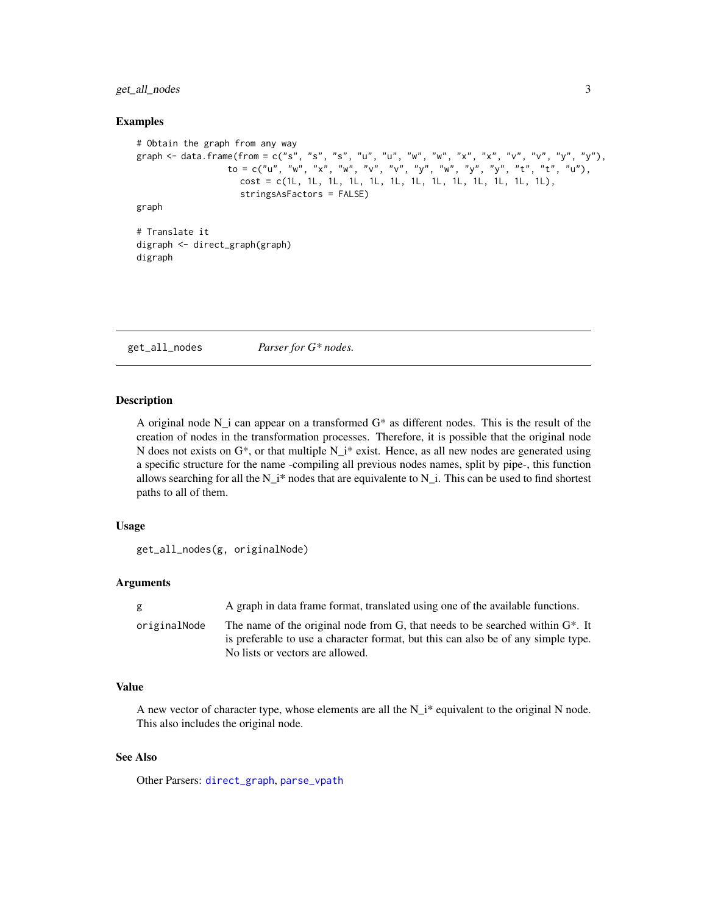## Examples

```
# Obtain the graph from any way
graph <- data.frame(from = c("s", "s", "s", "u", "u", "w", "w", "x", "x", "v", "v", "y", "y"),
                  to = c("u", "w", "x", "w", "v", "v", "y", "w", "y", "y", "t", "t", "u"),
                    cost = c(1L, 1L, 1L, 1L, 1L, 1L, 1L, 1L, 1L, 1L, 1L, 1L, 1L),
                    stringsAsFactors = FALSE)
graph

# Translate it
digraph <- direct_graph(graph)
digraph
```

---

`get_all_nodes` *Parser for G* nodes.*

---

## Description

A original node N_i can appear on a transformed G* as different nodes. This is the result of the creation of nodes in the transformation processes. Therefore, it is possible that the original node N does not exists on G*, or that multiple N_i* exist. Hence, as all new nodes are generated using a specific structure for the name -compiling all previous nodes names, split by pipe-, this function allows searching for all the N_i* nodes that are equivalente to N_i. This can be used to find shortest paths to all of them.

## Usage

```
get_all_nodes(g, originalNode)
```

## Arguments

| | |
|---|---|
| `g` | A graph in data frame format, translated using one of the available functions. |
| `originalNode` | The name of the original node from G, that needs to be searched within G*. It is preferable to use a character format, but this can also be of any simple type. No lists or vectors are allowed. |

## Value

A new vector of character type, whose elements are all the N_i* equivalent to the original N node. This also includes the original node.

## See Also

Other Parsers: `direct_graph`, `parse_vpath`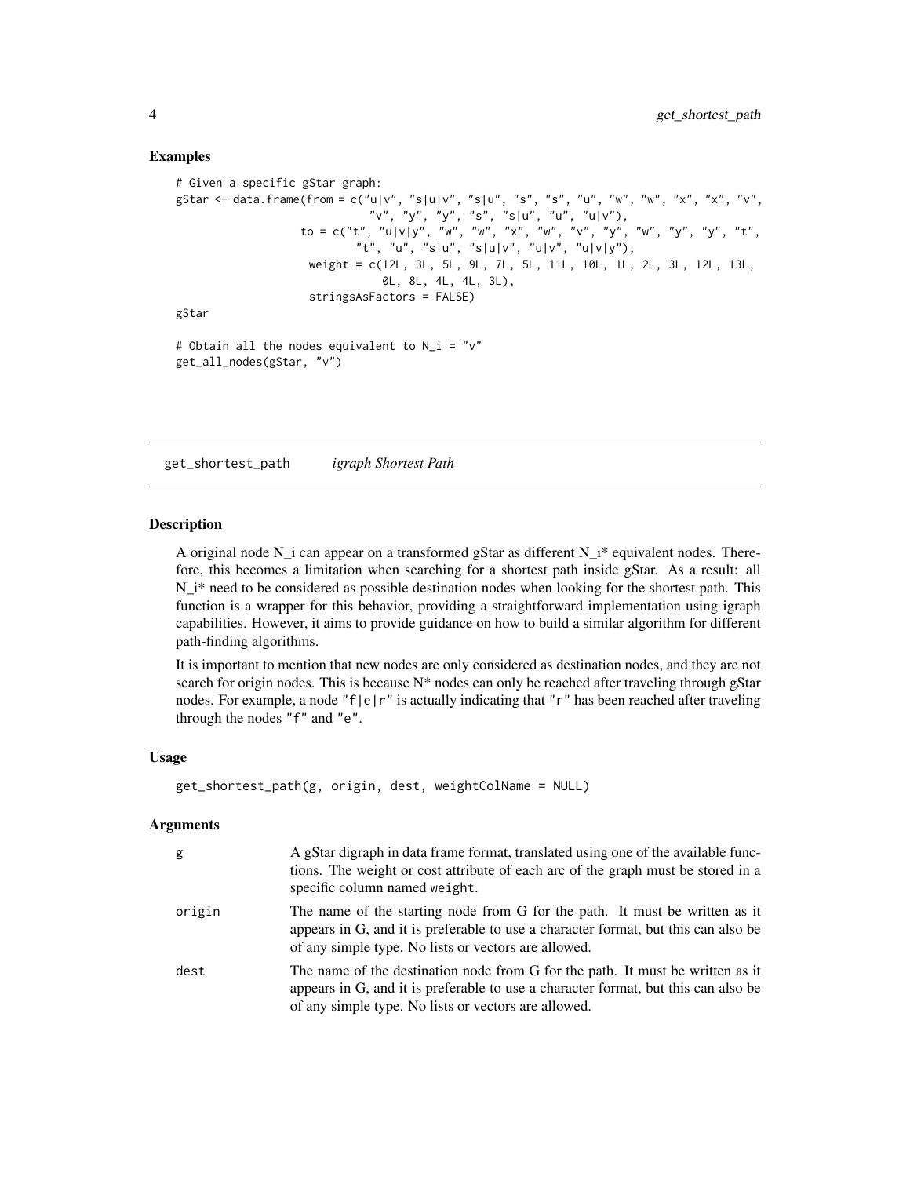## Examples

```
# Given a specific gStar graph:
gStar <- data.frame(from = c("u|v", "s|u|v", "s|u", "s", "s", "u", "w", "w", "x", "x", "v",
                             "v", "y", "y", "s", "s|u", "u", "u|v"),
                    to = c("t", "u|v|y", "w", "w", "x", "w", "v", "y", "w", "y", "y", "t",
                           "t", "u", "s|u", "s|u|v", "u|v", "u|v|y"),
                    weight = c(12L, 3L, 5L, 9L, 7L, 5L, 11L, 10L, 1L, 2L, 3L, 12L, 13L,
                               0L, 8L, 4L, 4L, 3L),
                    stringsAsFactors = FALSE)
gStar

# Obtain all the nodes equivalent to N_i = "v"
get_all_nodes(gStar, "v")
```

---

## get_shortest_path *igraph Shortest Path*

### Description

A original node N_i can appear on a transformed gStar as different N_i* equivalent nodes. Therefore, this becomes a limitation when searching for a shortest path inside gStar. As a result: all N_i* need to be considered as possible destination nodes when looking for the shortest path. This function is a wrapper for this behavior, providing a straightforward implementation using igraph capabilities. However, it aims to provide guidance on how to build a similar algorithm for different path-finding algorithms.

It is important to mention that new nodes are only considered as destination nodes, and they are not search for origin nodes. This is because N* nodes can only be reached after traveling through gStar nodes. For example, a node `"f|e|r"` is actually indicating that `"r"` has been reached after traveling through the nodes `"f"` and `"e"`.

### Usage

```
get_shortest_path(g, origin, dest, weightColName = NULL)
```

### Arguments

| | |
|---|---|
| `g` | A gStar digraph in data frame format, translated using one of the available functions. The weight or cost attribute of each arc of the graph must be stored in a specific column named `weight`. |
| `origin` | The name of the starting node from G for the path. It must be written as it appears in G, and it is preferable to use a character format, but this can also be of any simple type. No lists or vectors are allowed. |
| `dest` | The name of the destination node from G for the path. It must be written as it appears in G, and it is preferable to use a character format, but this can also be of any simple type. No lists or vectors are allowed. |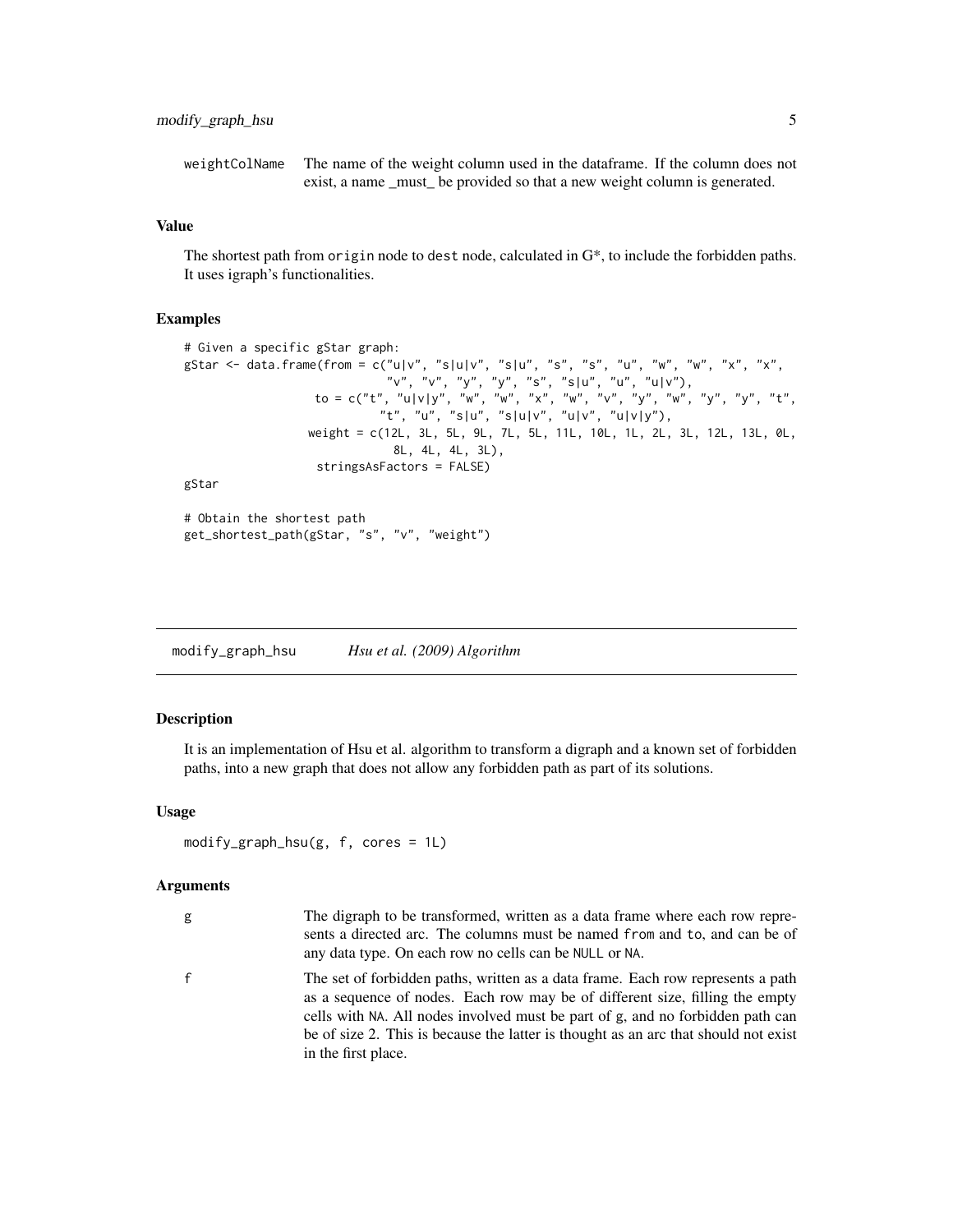weightColName The name of the weight column used in the dataframe. If the column does not exist, a name _must_ be provided so that a new weight column is generated.

### Value

The shortest path from `origin` node to `dest` node, calculated in G*, to include the forbidden paths. It uses igraph's functionalities.

### Examples

```
# Given a specific gStar graph:
gStar <- data.frame(from = c("u|v", "s|u|v", "s|u", "s", "s", "u", "w", "w", "x", "x",
                             "v", "v", "y", "y", "s", "s|u", "u", "u|v"),
                    to = c("t", "u|v|y", "w", "w", "x", "w", "v", "y", "w", "y", "y", "t",
                           "t", "u", "s|u", "s|u|v", "u|v", "u|v|y"),
                   weight = c(12L, 3L, 5L, 9L, 7L, 5L, 11L, 10L, 1L, 2L, 3L, 12L, 13L, 0L,
                              8L, 4L, 4L, 3L),
                    stringsAsFactors = FALSE)
gStar

# Obtain the shortest path
get_shortest_path(gStar, "s", "v", "weight")
```

---

## modify_graph_hsu *Hsu et al. (2009) Algorithm*

---

### Description

It is an implementation of Hsu et al. algorithm to transform a digraph and a known set of forbidden paths, into a new graph that does not allow any forbidden path as part of its solutions.

### Usage

```
modify_graph_hsu(g, f, cores = 1L)
```

### Arguments

g The digraph to be transformed, written as a data frame where each row represents a directed arc. The columns must be named `from` and `to`, and can be of any data type. On each row no cells can be `NULL` or `NA`.

f The set of forbidden paths, written as a data frame. Each row represents a path as a sequence of nodes. Each row may be of different size, filling the empty cells with `NA`. All nodes involved must be part of `g`, and no forbidden path can be of size 2. This is because the latter is thought as an arc that should not exist in the first place.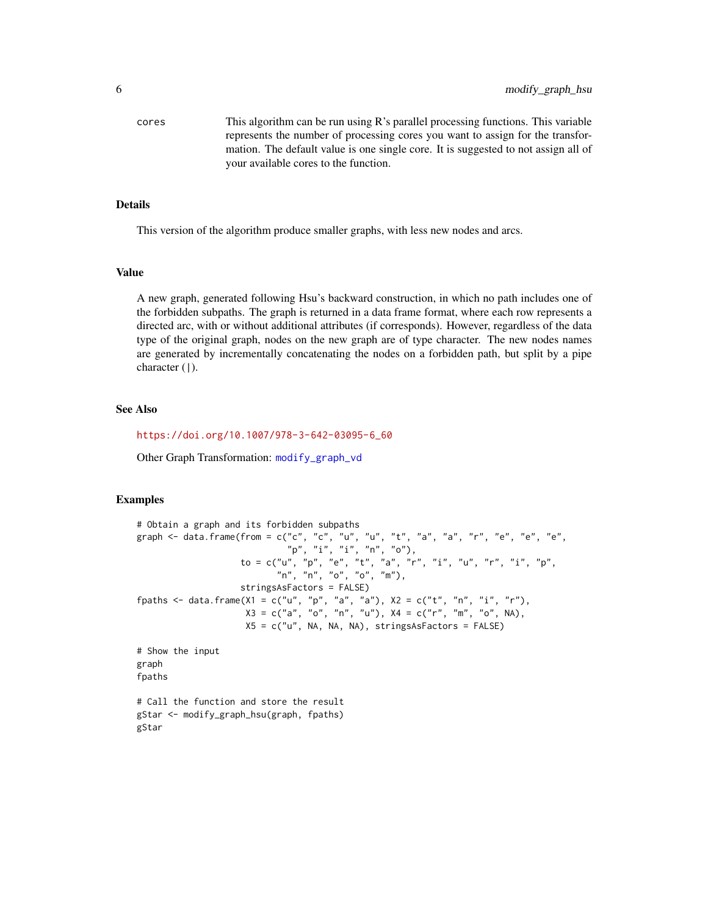cores  This algorithm can be run using R's parallel processing functions. This variable represents the number of processing cores you want to assign for the transformation. The default value is one single core. It is suggested to not assign all of your available cores to the function.

## Details

This version of the algorithm produce smaller graphs, with less new nodes and arcs.

## Value

A new graph, generated following Hsu's backward construction, in which no path includes one of the forbidden subpaths. The graph is returned in a data frame format, where each row represents a directed arc, with or without additional attributes (if corresponds). However, regardless of the data type of the original graph, nodes on the new graph are of type character. The new nodes names are generated by incrementally concatenating the nodes on a forbidden path, but split by a pipe character (|).

## See Also

https://doi.org/10.1007/978-3-642-03095-6_60

Other Graph Transformation: modify_graph_vd

## Examples

```
# Obtain a graph and its forbidden subpaths
graph <- data.frame(from = c("c", "c", "u", "u", "t", "a", "a", "r", "e", "e", "e",
                             "p", "i", "i", "n", "o"),
                    to = c("u", "p", "e", "t", "a", "r", "i", "u", "r", "i", "p",
                           "n", "n", "o", "o", "m"),
                    stringsAsFactors = FALSE)
fpaths <- data.frame(X1 = c("u", "p", "a", "a"), X2 = c("t", "n", "i", "r"),
                     X3 = c("a", "o", "n", "u"), X4 = c("r", "m", "o", NA),
                     X5 = c("u", NA, NA, NA), stringsAsFactors = FALSE)

# Show the input
graph
fpaths

# Call the function and store the result
gStar <- modify_graph_hsu(graph, fpaths)
gStar
```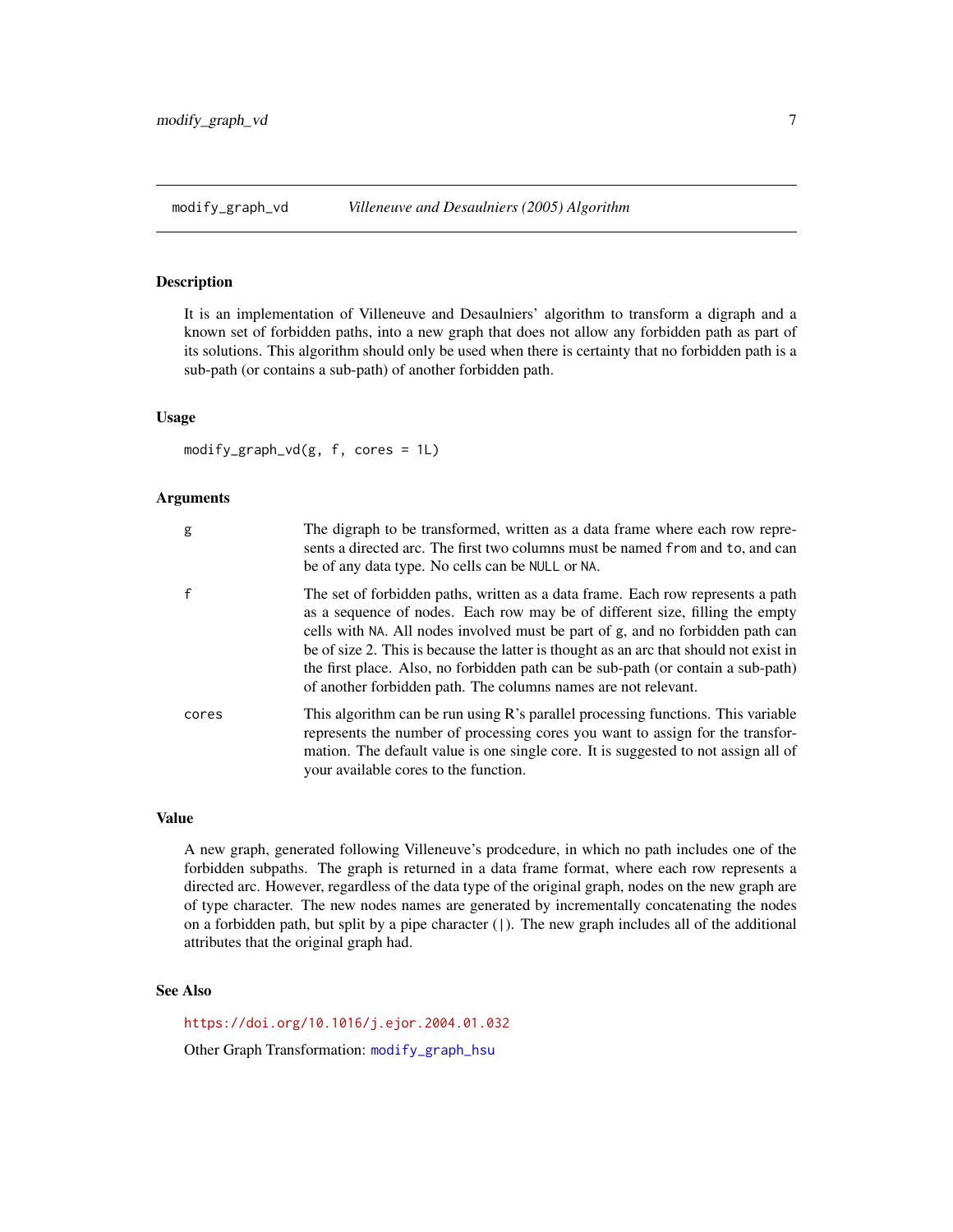## modify_graph_vd — *Villeneuve and Desaulniers (2005) Algorithm*

### Description

It is an implementation of Villeneuve and Desaulniers' algorithm to transform a digraph and a known set of forbidden paths, into a new graph that does not allow any forbidden path as part of its solutions. This algorithm should only be used when there is certainty that no forbidden path is a sub-path (or contains a sub-path) of another forbidden path.

### Usage

```
modify_graph_vd(g, f, cores = 1L)
```

### Arguments

| | |
|---|---|
| `g` | The digraph to be transformed, written as a data frame where each row represents a directed arc. The first two columns must be named `from` and `to`, and can be of any data type. No cells can be `NULL` or `NA`. |
| `f` | The set of forbidden paths, written as a data frame. Each row represents a path as a sequence of nodes. Each row may be of different size, filling the empty cells with `NA`. All nodes involved must be part of `g`, and no forbidden path can be of size 2. This is because the latter is thought as an arc that should not exist in the first place. Also, no forbidden path can be sub-path (or contain a sub-path) of another forbidden path. The columns names are not relevant. |
| `cores` | This algorithm can be run using R's parallel processing functions. This variable represents the number of processing cores you want to assign for the transformation. The default value is one single core. It is suggested to not assign all of your available cores to the function. |

### Value

A new graph, generated following Villeneuve's prodcedure, in which no path includes one of the forbidden subpaths. The graph is returned in a data frame format, where each row represents a directed arc. However, regardless of the data type of the original graph, nodes on the new graph are of type character. The new nodes names are generated by incrementally concatenating the nodes on a forbidden path, but split by a pipe character (`|`). The new graph includes all of the additional attributes that the original graph had.

### See Also

https://doi.org/10.1016/j.ejor.2004.01.032

Other Graph Transformation: `modify_graph_hsu`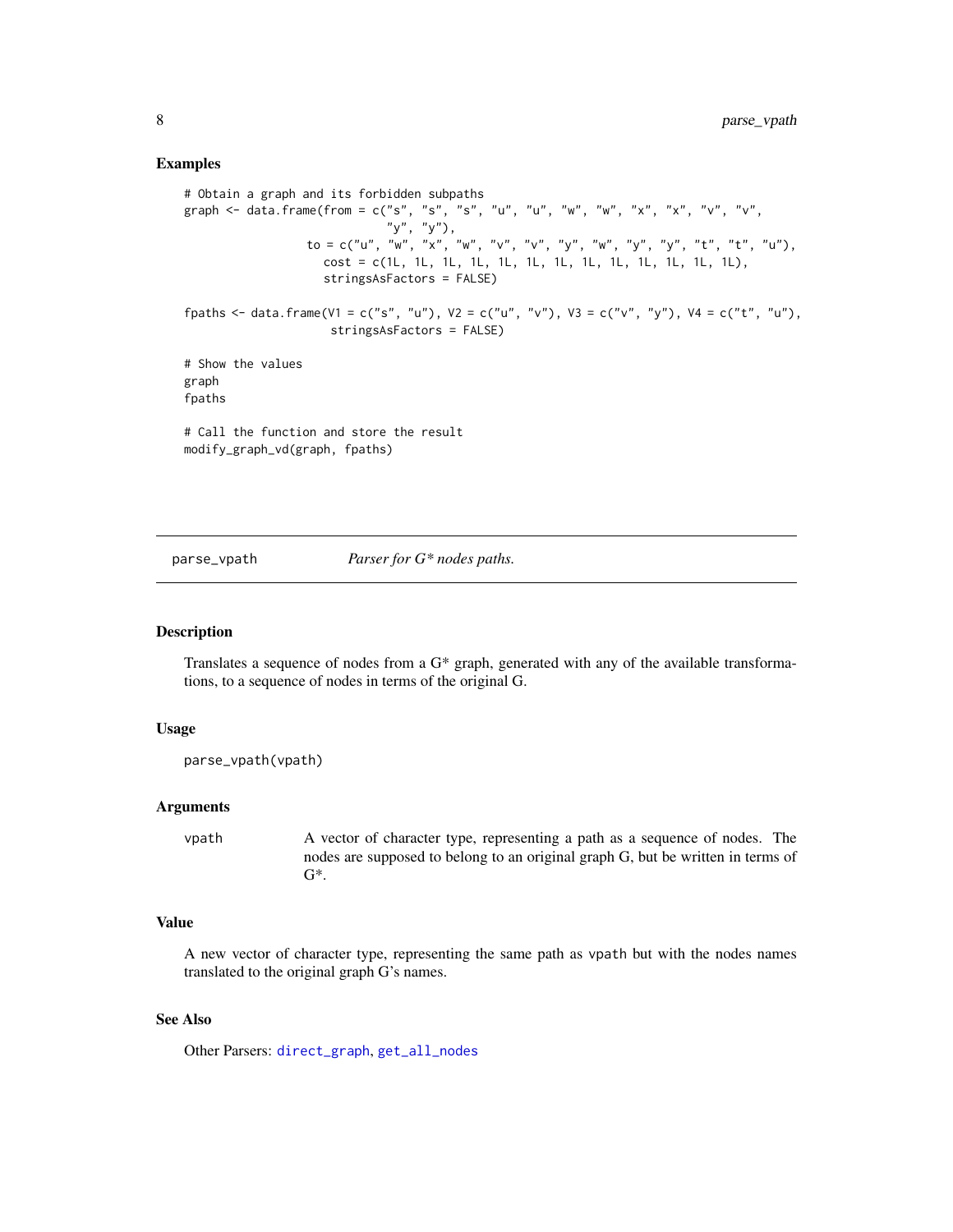## Examples

```
# Obtain a graph and its forbidden subpaths
graph <- data.frame(from = c("s", "s", "s", "u", "u", "w", "w", "x", "x", "v", "v",
                             "y", "y"),
                    to = c("u", "w", "x", "w", "v", "v", "y", "w", "y", "y", "t", "t", "u"),
                      cost = c(1L, 1L, 1L, 1L, 1L, 1L, 1L, 1L, 1L, 1L, 1L, 1L, 1L),
                      stringsAsFactors = FALSE)

fpaths <- data.frame(V1 = c("s", "u"), V2 = c("u", "v"), V3 = c("v", "y"), V4 = c("t", "u"),
                     stringsAsFactors = FALSE)

# Show the values
graph
fpaths

# Call the function and store the result
modify_graph_vd(graph, fpaths)
```

---

## parse_vpath — *Parser for G* nodes paths.*

---

### Description

Translates a sequence of nodes from a G* graph, generated with any of the available transformations, to a sequence of nodes in terms of the original G.

### Usage

```
parse_vpath(vpath)
```

### Arguments

| | |
|---|---|
| vpath | A vector of character type, representing a path as a sequence of nodes. The nodes are supposed to belong to an original graph G, but be written in terms of G*. |

### Value

A new vector of character type, representing the same path as vpath but with the nodes names translated to the original graph G's names.

### See Also

Other Parsers: direct_graph, get_all_nodes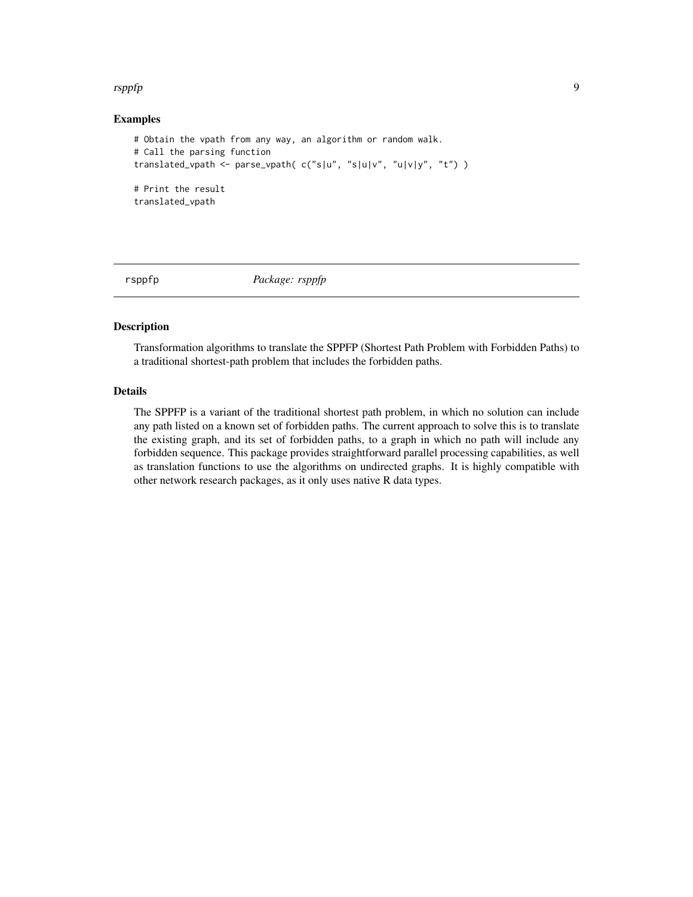## Examples

```
# Obtain the vpath from any way, an algorithm or random walk.
# Call the parsing function
translated_vpath <- parse_vpath( c("s|u", "s|u|v", "u|v|y", "t") )

# Print the result
translated_vpath
```

---

rsppfp *Package: rsppfp*

---

## Description

Transformation algorithms to translate the SPPFP (Shortest Path Problem with Forbidden Paths) to a traditional shortest-path problem that includes the forbidden paths.

## Details

The SPPFP is a variant of the traditional shortest path problem, in which no solution can include any path listed on a known set of forbidden paths. The current approach to solve this is to translate the existing graph, and its set of forbidden paths, to a graph in which no path will include any forbidden sequence. This package provides straightforward parallel processing capabilities, as well as translation functions to use the algorithms on undirected graphs. It is highly compatible with other network research packages, as it only uses native R data types.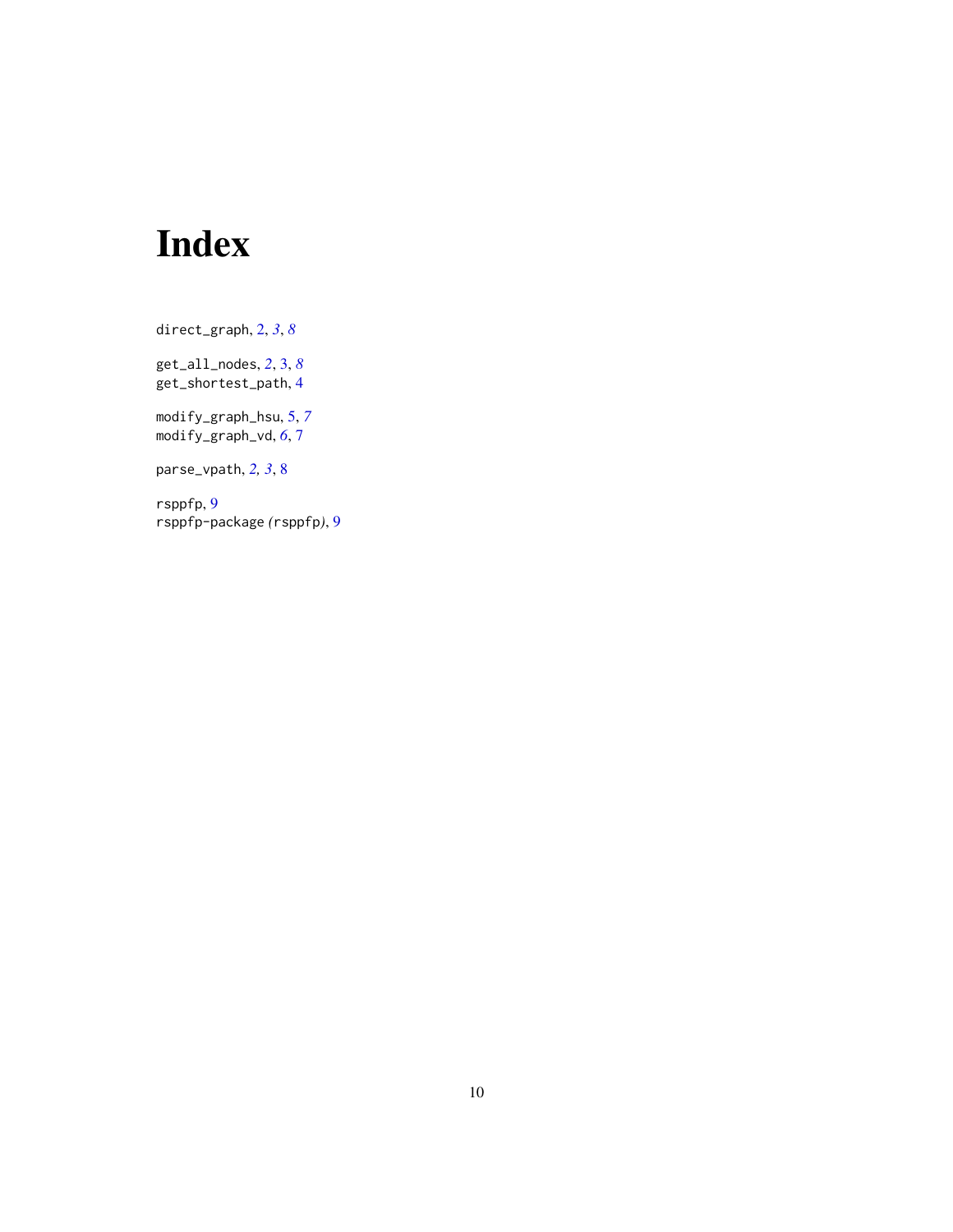# Index

direct_graph, 2, *3*, *8*

get_all_nodes, *2*, 3, *8*
get_shortest_path, 4

modify_graph_hsu, 5, *7*
modify_graph_vd, *6*, 7

parse_vpath, *2, 3*, 8

rsppfp, 9
rsppfp-package *(*rsppfp*)*, 9